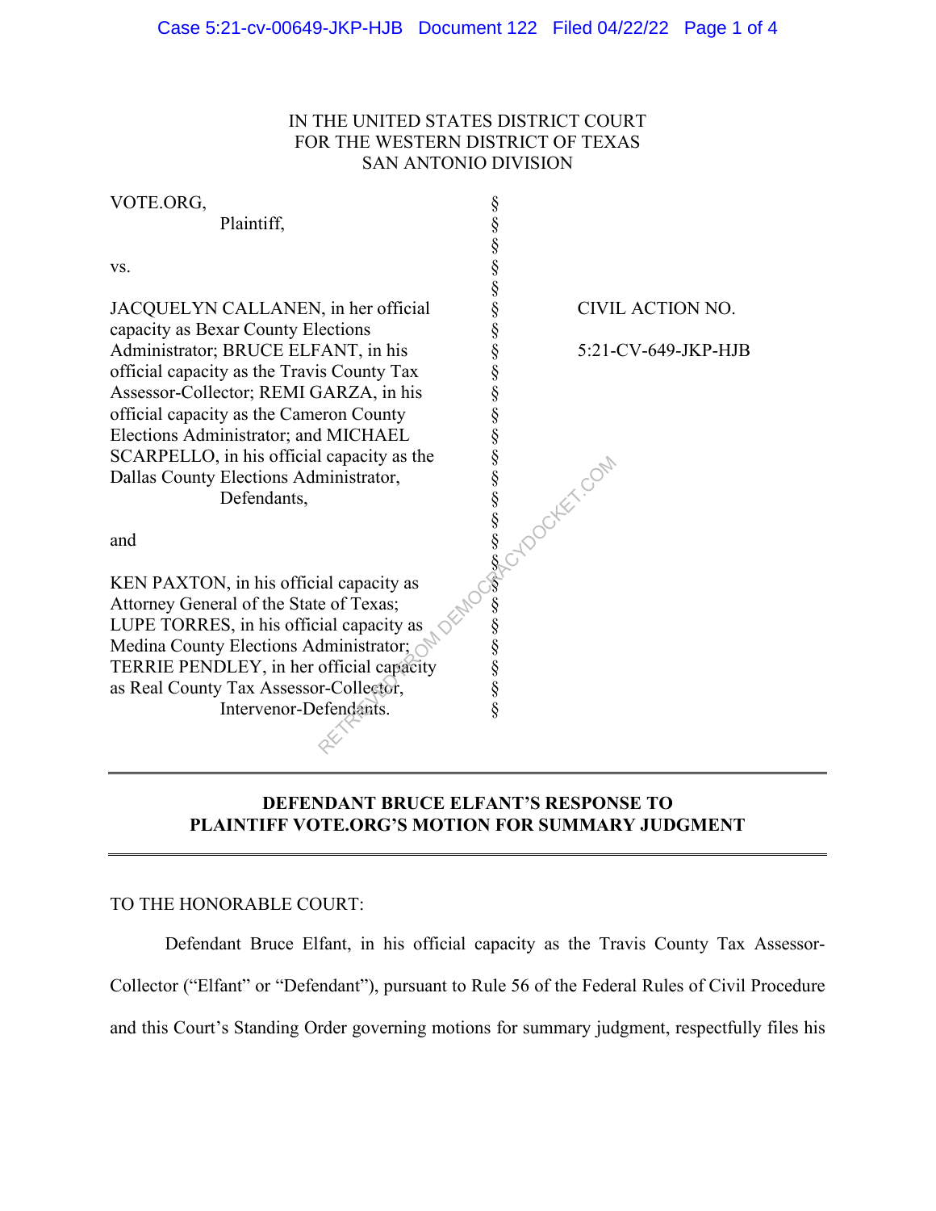IN THE UNITED STATES DISTRICT COURT
FOR THE WESTERN DISTRICT OF TEXAS
SAN ANTONIO DIVISION

| | | |
|---|---|---|
| VOTE.ORG,<br>Plaintiff,<br><br>vs.<br><br>JACQUELYN CALLANEN, in her official capacity as Bexar County Elections Administrator; BRUCE ELFANT, in his official capacity as the Travis County Tax Assessor-Collector; REMI GARZA, in his official capacity as the Cameron County Elections Administrator; and MICHAEL SCARPELLO, in his official capacity as the Dallas County Elections Administrator,<br>Defendants,<br><br>and<br><br>KEN PAXTON, in his official capacity as Attorney General of the State of Texas; LUPE TORRES, in his official capacity as Medina County Elections Administrator; TERRIE PENDLEY, in her official capacity as Real County Tax Assessor-Collector,<br>Intervenor-Defendants. | § | CIVIL ACTION NO.<br><br>5:21-CV-649-JKP-HJB |

## DEFENDANT BRUCE ELFANT'S RESPONSE TO PLAINTIFF VOTE.ORG'S MOTION FOR SUMMARY JUDGMENT

TO THE HONORABLE COURT:

Defendant Bruce Elfant, in his official capacity as the Travis County Tax Assessor-Collector ("Elfant" or "Defendant"), pursuant to Rule 56 of the Federal Rules of Civil Procedure and this Court's Standing Order governing motions for summary judgment, respectfully files his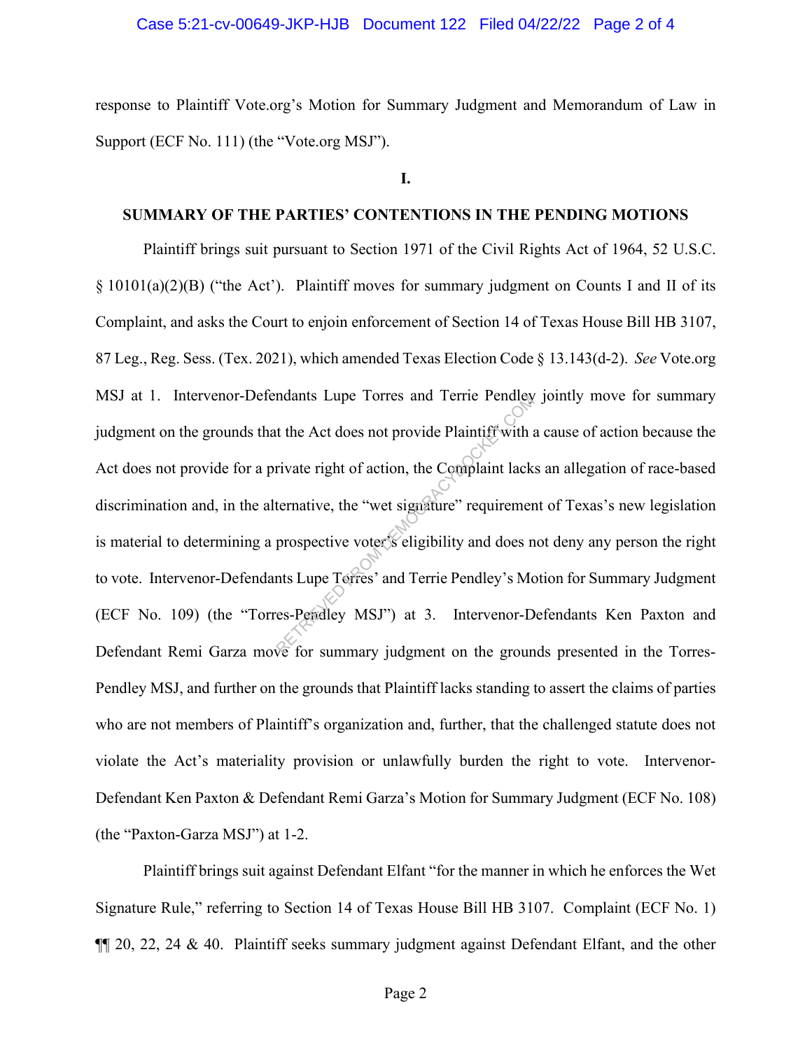response to Plaintiff Vote.org's Motion for Summary Judgment and Memorandum of Law in Support (ECF No. 111) (the "Vote.org MSJ").

## I.

## SUMMARY OF THE PARTIES' CONTENTIONS IN THE PENDING MOTIONS

Plaintiff brings suit pursuant to Section 1971 of the Civil Rights Act of 1964, 52 U.S.C. § 10101(a)(2)(B) ("the Act'). Plaintiff moves for summary judgment on Counts I and II of its Complaint, and asks the Court to enjoin enforcement of Section 14 of Texas House Bill HB 3107, 87 Leg., Reg. Sess. (Tex. 2021), which amended Texas Election Code § 13.143(d-2). *See* Vote.org MSJ at 1. Intervenor-Defendants Lupe Torres and Terrie Pendley jointly move for summary judgment on the grounds that the Act does not provide Plaintiff with a cause of action because the Act does not provide for a private right of action, the Complaint lacks an allegation of race-based discrimination and, in the alternative, the "wet signature" requirement of Texas's new legislation is material to determining a prospective voter's eligibility and does not deny any person the right to vote. Intervenor-Defendants Lupe Torres' and Terrie Pendley's Motion for Summary Judgment (ECF No. 109) (the "Torres-Pendley MSJ") at 3. Intervenor-Defendants Ken Paxton and Defendant Remi Garza move for summary judgment on the grounds presented in the Torres-Pendley MSJ, and further on the grounds that Plaintiff lacks standing to assert the claims of parties who are not members of Plaintiff's organization and, further, that the challenged statute does not violate the Act's materiality provision or unlawfully burden the right to vote. Intervenor-Defendant Ken Paxton & Defendant Remi Garza's Motion for Summary Judgment (ECF No. 108) (the "Paxton-Garza MSJ") at 1-2.

Plaintiff brings suit against Defendant Elfant "for the manner in which he enforces the Wet Signature Rule," referring to Section 14 of Texas House Bill HB 3107. Complaint (ECF No. 1) ¶¶ 20, 22, 24 & 40. Plaintiff seeks summary judgment against Defendant Elfant, and the other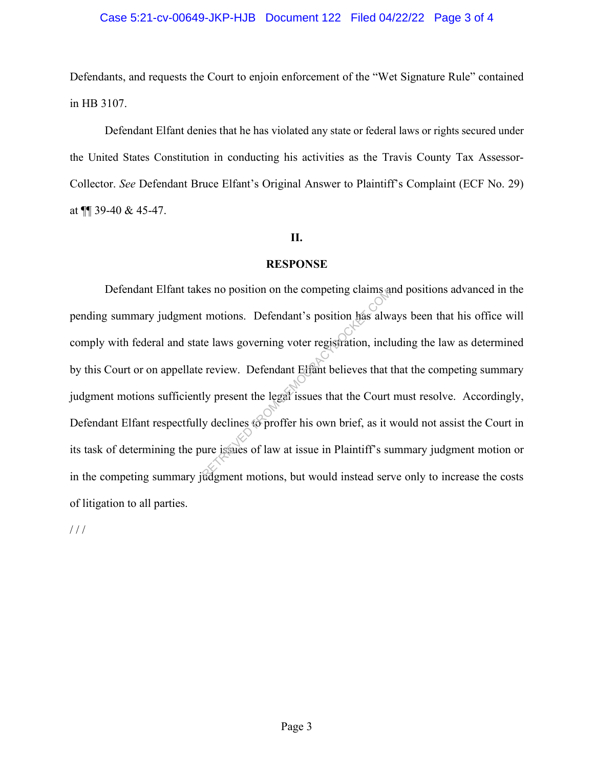Defendants, and requests the Court to enjoin enforcement of the "Wet Signature Rule" contained in HB 3107.

Defendant Elfant denies that he has violated any state or federal laws or rights secured under the United States Constitution in conducting his activities as the Travis County Tax Assessor-Collector. *See* Defendant Bruce Elfant's Original Answer to Plaintiff's Complaint (ECF No. 29) at ¶¶ 39-40 & 45-47.

## II.

## RESPONSE

Defendant Elfant takes no position on the competing claims and positions advanced in the pending summary judgment motions. Defendant's position has always been that his office will comply with federal and state laws governing voter registration, including the law as determined by this Court or on appellate review. Defendant Elfant believes that that the competing summary judgment motions sufficiently present the legal issues that the Court must resolve. Accordingly, Defendant Elfant respectfully declines to proffer his own brief, as it would not assist the Court in its task of determining the pure issues of law at issue in Plaintiff's summary judgment motion or in the competing summary judgment motions, but would instead serve only to increase the costs of litigation to all parties.

/ / /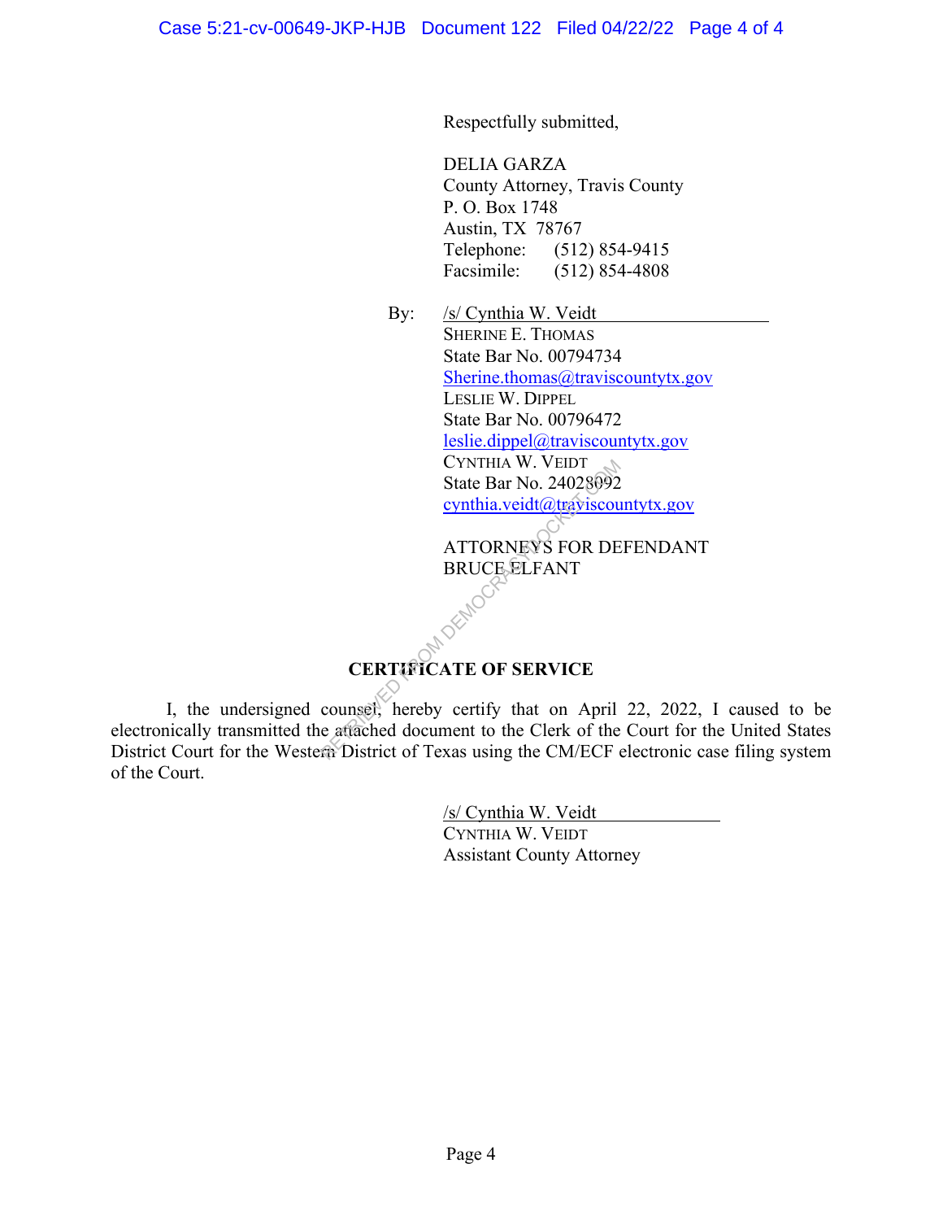Respectfully submitted,

DELIA GARZA
County Attorney, Travis County
P. O. Box 1748
Austin, TX 78767
Telephone: (512) 854-9415
Facsimile: (512) 854-4808

By: /s/ Cynthia W. Veidt
SHERINE E. THOMAS
State Bar No. 00794734
Sherine.thomas@traviscountytx.gov
LESLIE W. DIPPEL
State Bar No. 00796472
leslie.dippel@traviscountytx.gov
CYNTHIA W. VEIDT
State Bar No. 24028092
cynthia.veidt@traviscountytx.gov

ATTORNEYS FOR DEFENDANT
BRUCE ELFANT

## CERTIFICATE OF SERVICE

I, the undersigned counsel, hereby certify that on April 22, 2022, I caused to be electronically transmitted the attached document to the Clerk of the Court for the United States District Court for the Western District of Texas using the CM/ECF electronic case filing system of the Court.

/s/ Cynthia W. Veidt
CYNTHIA W. VEIDT
Assistant County Attorney